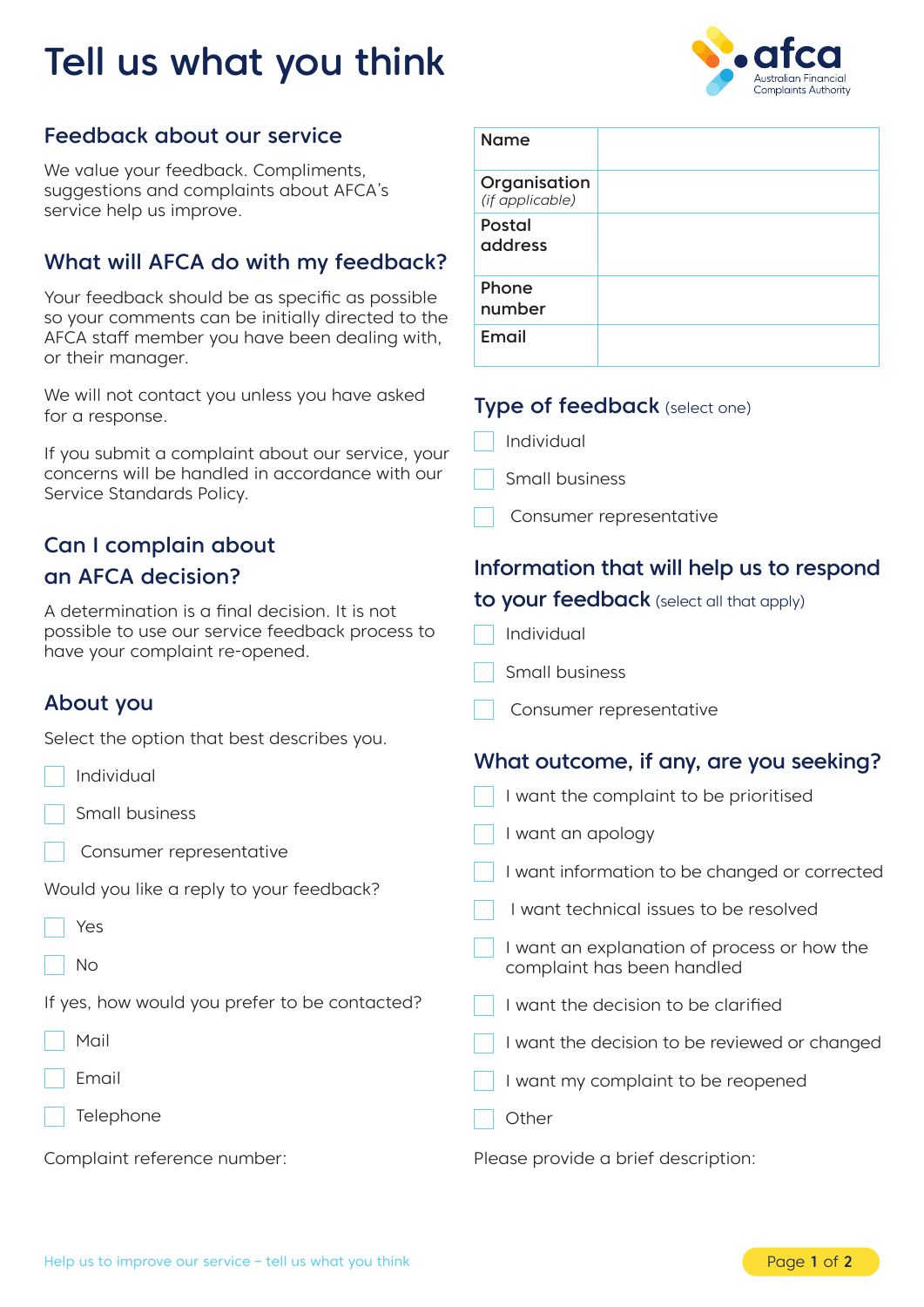# Tell us what you think

## Feedback about our service

We value your feedback. Compliments, suggestions and complaints about AFCA's service help us improve.

## What will AFCA do with my feedback?

Your feedback should be as specific as possible so your comments can be initially directed to the AFCA staff member you have been dealing with, or their manager.

We will not contact you unless you have asked for a response.

If you submit a complaint about our service, your concerns will be handled in accordance with our Service Standards Policy.

## Can I complain about an AFCA decision?

A determination is a final decision. It is not possible to use our service feedback process to have your complaint re-opened.

## About you

Select the option that best describes you.

- ☐ Individual
- ☐ Small business
- ☐ Consumer representative

Would you like a reply to your feedback?

- ☐ Yes
- ☐ No

If yes, how would you prefer to be contacted?

- ☐ Mail
- ☐ Email
- ☐ Telephone

Complaint reference number:

| Name | |
|---|---|
| Organisation *(if applicable)* | |
| Postal address | |
| Phone number | |
| Email | |

## Type of feedback (select one)

- ☐ Individual
- ☐ Small business
- ☐ Consumer representative

## Information that will help us to respond to your feedback (select all that apply)

- ☐ Individual
- ☐ Small business
- ☐ Consumer representative

## What outcome, if any, are you seeking?

- ☐ I want the complaint to be prioritised
- ☐ I want an apology
- ☐ I want information to be changed or corrected
- ☐ I want technical issues to be resolved
- ☐ I want an explanation of process or how the complaint has been handled
- ☐ I want the decision to be clarified
- ☐ I want the decision to be reviewed or changed
- ☐ I want my complaint to be reopened
- ☐ Other

Please provide a brief description: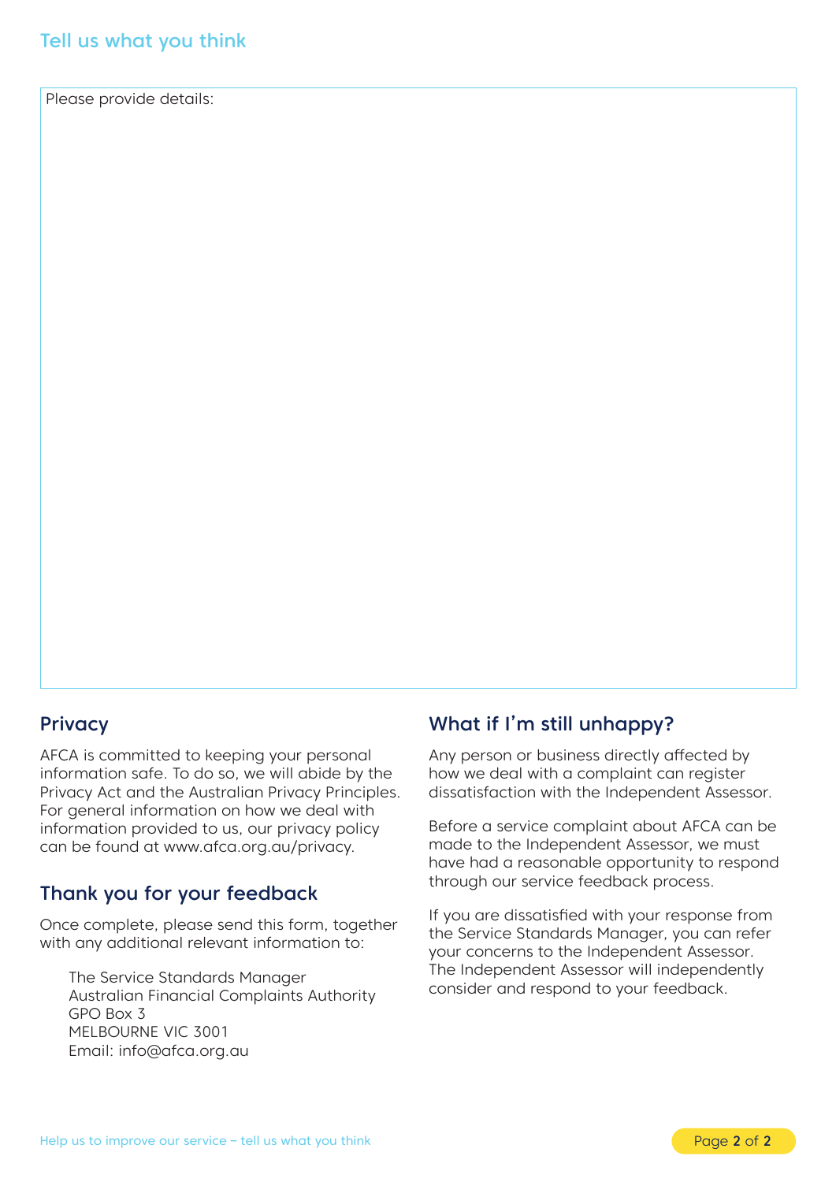## Tell us what you think

Please provide details:

## Privacy

AFCA is committed to keeping your personal information safe. To do so, we will abide by the Privacy Act and the Australian Privacy Principles. For general information on how we deal with information provided to us, our privacy policy can be found at www.afca.org.au/privacy.

## Thank you for your feedback

Once complete, please send this form, together with any additional relevant information to:

The Service Standards Manager
Australian Financial Complaints Authority
GPO Box 3
MELBOURNE VIC 3001
Email: info@afca.org.au

## What if I'm still unhappy?

Any person or business directly affected by how we deal with a complaint can register dissatisfaction with the Independent Assessor.

Before a service complaint about AFCA can be made to the Independent Assessor, we must have had a reasonable opportunity to respond through our service feedback process.

If you are dissatisfied with your response from the Service Standards Manager, you can refer your concerns to the Independent Assessor. The Independent Assessor will independently consider and respond to your feedback.